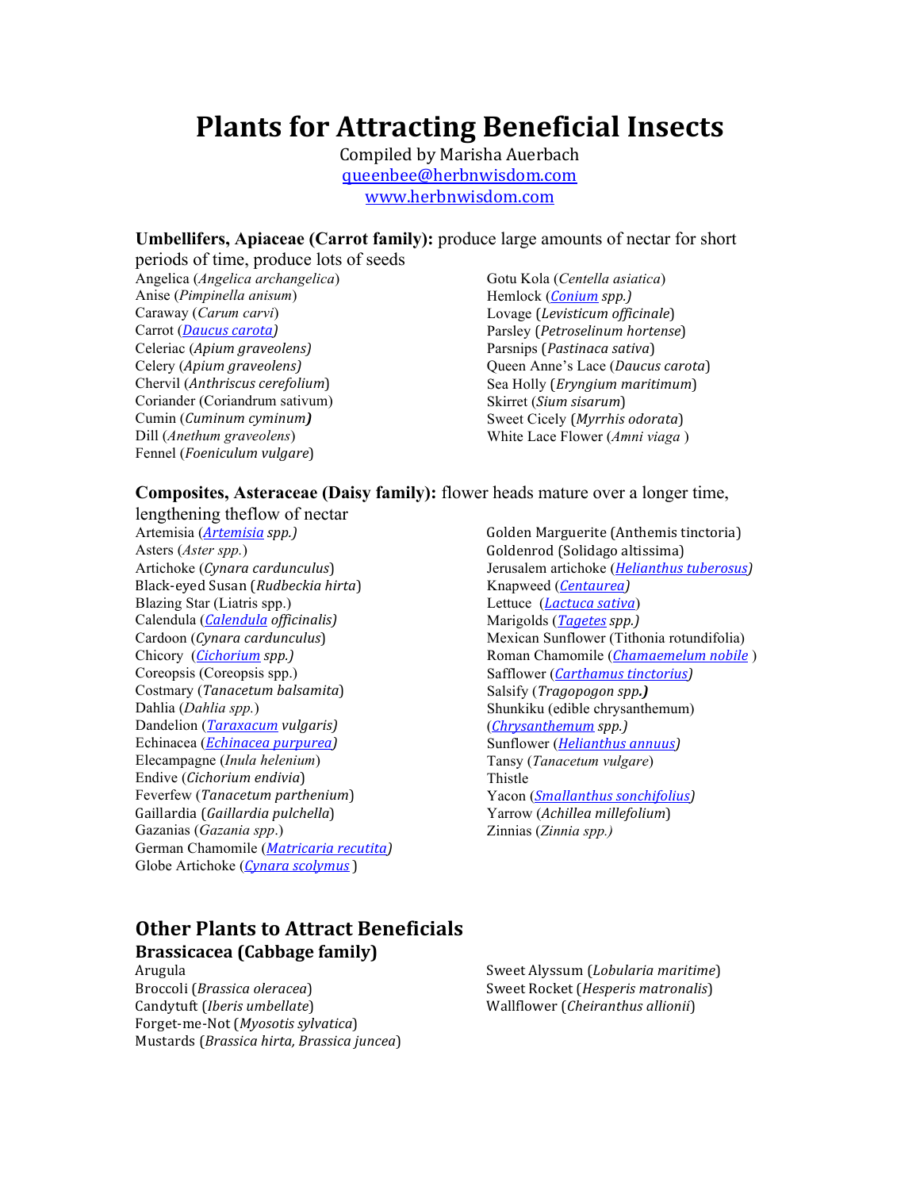# Plants for Attracting Beneficial Insects

Compiled by Marisha Auerbach
queenbee@herbnwisdom.com
www.herbnwisdom.com

**Umbellifers, Apiaceae (Carrot family):** produce large amounts of nectar for short periods of time, produce lots of seeds

Angelica (*Angelica archangelica*)
Anise (*Pimpinella anisum*)
Caraway (*Carum carvi*)
Carrot (*Daucus carota*)
Celeriac (*Apium graveolens*)
Celery (*Apium graveolens*)
Chervil (*Anthriscus cerefolium*)
Coriander (Coriandrum sativum)
Cumin (*Cuminum cyminum*)
Dill (*Anethum graveolens*)
Fennel (*Foeniculum vulgare*)
Gotu Kola (*Centella asiatica*)
Hemlock (*Conium spp.*)
Lovage (*Levisticum officinale*)
Parsley (*Petroselinum hortense*)
Parsnips (*Pastinaca sativa*)
Queen Anne's Lace (*Daucus carota*)
Sea Holly (*Eryngium maritimum*)
Skirret (*Sium sisarum*)
Sweet Cicely (*Myrrhis odorata*)
White Lace Flower (*Amni viaga* )

**Composites, Asteraceae (Daisy family):** flower heads mature over a longer time, lengthening theflow of nectar

Artemisia (*Artemisia spp.*)
Asters (*Aster spp.*)
Artichoke (*Cynara cardunculus*)
Black-eyed Susan (*Rudbeckia hirta*)
Blazing Star (Liatris spp.)
Calendula (*Calendula officinalis*)
Cardoon (*Cynara cardunculus*)
Chicory (*Cichorium spp.*)
Coreopsis (Coreopsis spp.)
Costmary (*Tanacetum balsamita*)
Dahlia (*Dahlia spp.*)
Dandelion (*Taraxacum vulgaris*)
Echinacea (*Echinacea purpurea*)
Elecampagne (*Inula helenium*)
Endive (*Cichorium endivia*)
Feverfew (*Tanacetum parthenium*)
Gaillardia (*Gaillardia pulchella*)
Gazanias (*Gazania spp*.)
German Chamomile (*Matricaria recutita*)
Globe Artichoke (*Cynara scolymus* )
Golden Marguerite (Anthemis tinctoria)
Goldenrod (Solidago altissima)
Jerusalem artichoke (*Helianthus tuberosus*)
Knapweed (*Centaurea*)
Lettuce (*Lactuca sativa*)
Marigolds (*Tagetes spp.*)
Mexican Sunflower (Tithonia rotundifolia)
Roman Chamomile (*Chamaemelum nobile* )
Safflower (*Carthamus tinctorius*)
Salsify (*Tragopogon spp.*)
Shunkiku (edible chrysanthemum) (*Chrysanthemum spp.*)
Sunflower (*Helianthus annuus*)
Tansy (*Tanacetum vulgare*)
Thistle
Yacon (*Smallanthus sonchifolius*)
Yarrow (*Achillea millefolium*)
Zinnias (*Zinnia spp.*)

## Other Plants to Attract Beneficials

### Brassicacea (Cabbage family)

Arugula
Broccoli (*Brassica oleracea*)
Candytuft (*Iberis umbellate*)
Forget-me-Not (*Myosotis sylvatica*)
Mustards (*Brassica hirta, Brassica juncea*)
Sweet Alyssum (*Lobularia maritime*)
Sweet Rocket (*Hesperis matronalis*)
Wallflower (*Cheiranthus allionii*)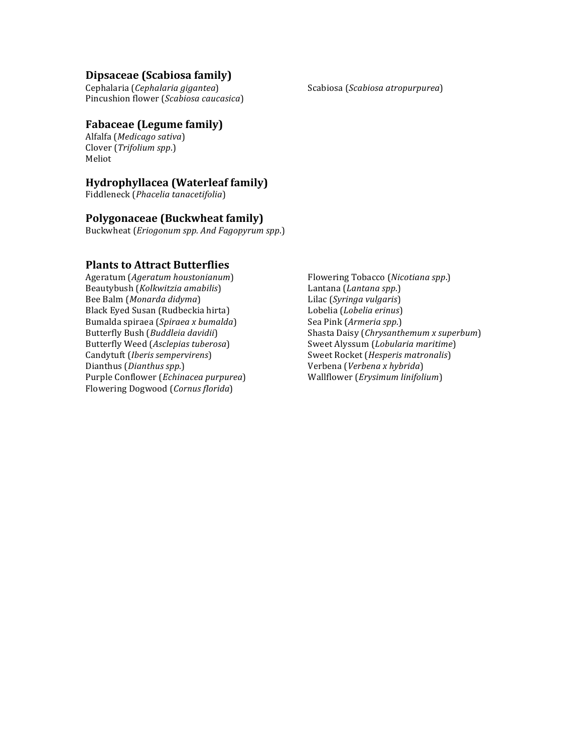### Dipsaceae (Scabiosa family)

Cephalaria (*Cephalaria gigantea*)
Pincushion flower (*Scabiosa caucasica*)
Scabiosa (*Scabiosa atropurpurea*)

### Fabaceae (Legume family)

Alfalfa (*Medicago sativa*)
Clover (*Trifolium spp.*)
Meliot

### Hydrophyllacea (Waterleaf family)

Fiddleneck (*Phacelia tanacetifolia*)

### Polygonaceae (Buckwheat family)

Buckwheat (*Eriogonum spp. And Fagopyrum spp.*)

### Plants to Attract Butterflies

Ageratum (*Ageratum houstonianum*)
Beautybush (*Kolkwitzia amabilis*)
Bee Balm (*Monarda didyma*)
Black Eyed Susan (Rudbeckia hirta)
Bumalda spiraea (*Spiraea x bumalda*)
Butterfly Bush (*Buddleia davidii*)
Butterfly Weed (*Asclepias tuberosa*)
Candytuft (*Iberis sempervirens*)
Dianthus (*Dianthus spp.*)
Purple Conflower (*Echinacea purpurea*)
Flowering Dogwood (*Cornus florida*)
Flowering Tobacco (*Nicotiana spp.*)
Lantana (*Lantana spp.*)
Lilac (*Syringa vulgaris*)
Lobelia (*Lobelia erinus*)
Sea Pink (*Armeria spp.*)
Shasta Daisy (*Chrysanthemum x superbum*)
Sweet Alyssum (*Lobularia maritime*)
Sweet Rocket (*Hesperis matronalis*)
Verbena (*Verbena x hybrida*)
Wallflower (*Erysimum linifolium*)